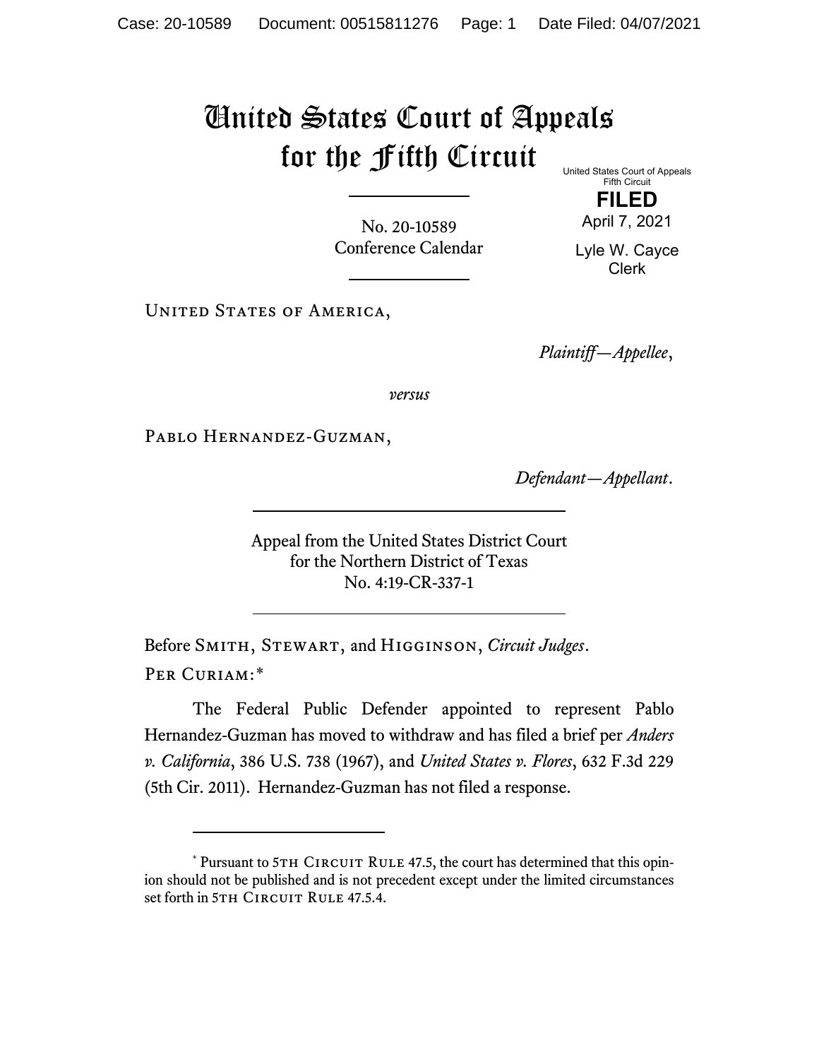# United States Court of Appeals for the Fifth Circuit

United States Court of Appeals
Fifth Circuit

**FILED**

April 7, 2021

Lyle W. Cayce
Clerk

---

No. 20-10589
Conference Calendar

---

United States of America,

*Plaintiff—Appellee*,

*versus*

Pablo Hernandez-Guzman,

*Defendant—Appellant*.

---

Appeal from the United States District Court
for the Northern District of Texas
No. 4:19-CR-337-1

---

Before Smith, Stewart, and Higginson, *Circuit Judges*.

Per Curiam:*

The Federal Public Defender appointed to represent Pablo Hernandez-Guzman has moved to withdraw and has filed a brief per *Anders v. California*, 386 U.S. 738 (1967), and *United States v. Flores*, 632 F.3d 229 (5th Cir. 2011). Hernandez-Guzman has not filed a response.

---

* Pursuant to 5th Circuit Rule 47.5, the court has determined that this opinion should not be published and is not precedent except under the limited circumstances set forth in 5th Circuit Rule 47.5.4.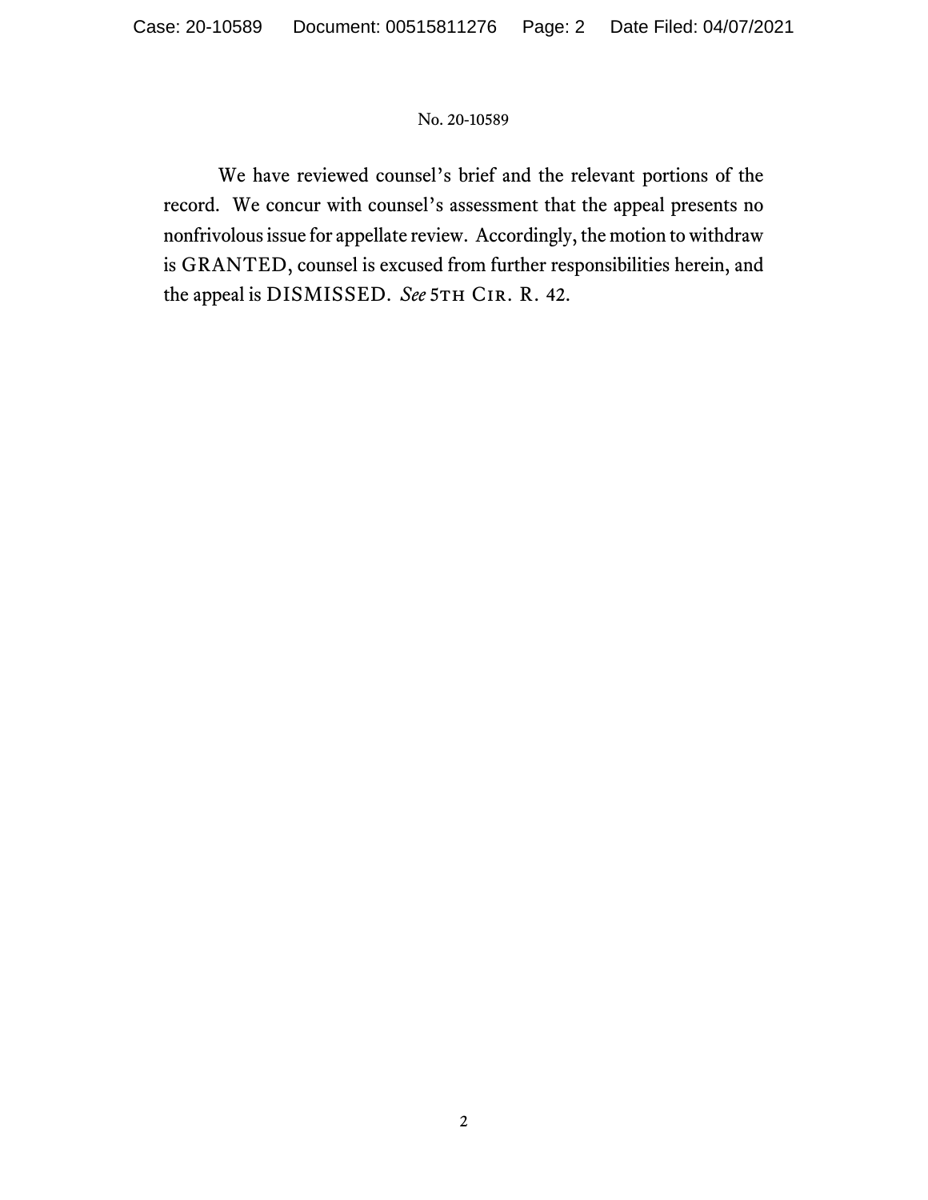No. 20-10589

We have reviewed counsel's brief and the relevant portions of the record. We concur with counsel's assessment that the appeal presents no nonfrivolous issue for appellate review. Accordingly, the motion to withdraw is GRANTED, counsel is excused from further responsibilities herein, and the appeal is DISMISSED. *See* 5TH CIR. R. 42.